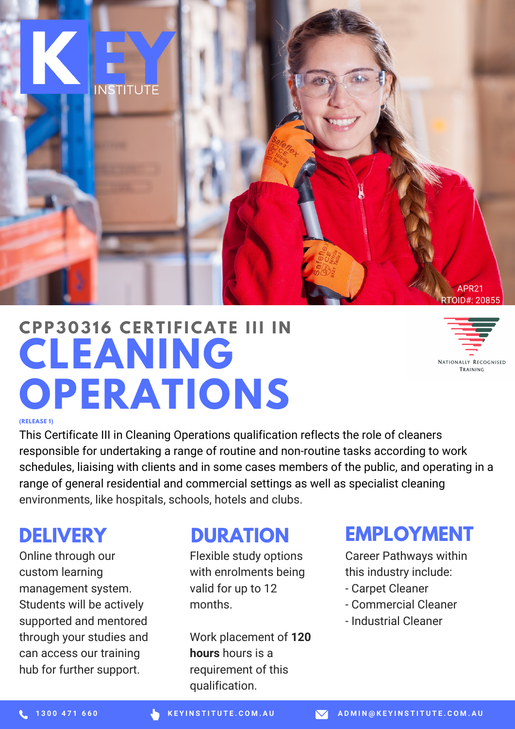KEY INSTITUTE

APR21
RTOID#: 20855

# CPP30316 CERTIFICATE III IN CLEANING OPERATIONS

(RELEASE 1)

NATIONALLY RECOGNISED TRAINING

This Certificate III in Cleaning Operations qualification reflects the role of cleaners responsible for undertaking a range of routine and non-routine tasks according to work schedules, liaising with clients and in some cases members of the public, and operating in a range of general residential and commercial settings as well as specialist cleaning environments, like hospitals, schools, hotels and clubs.

## DELIVERY

Online through our custom learning management system. Students will be actively supported and mentored through your studies and can access our training hub for further support.

## DURATION

Flexible study options with enrolments being valid for up to 12 months.

Work placement of **120 hours** hours is a requirement of this qualification.

## EMPLOYMENT

Career Pathways within this industry include:
- Carpet Cleaner
- Commercial Cleaner
- Industrial Cleaner

1300 471 660 | KEYINSTITUTE.COM.AU | ADMIN@KEYINSTITUTE.COM.AU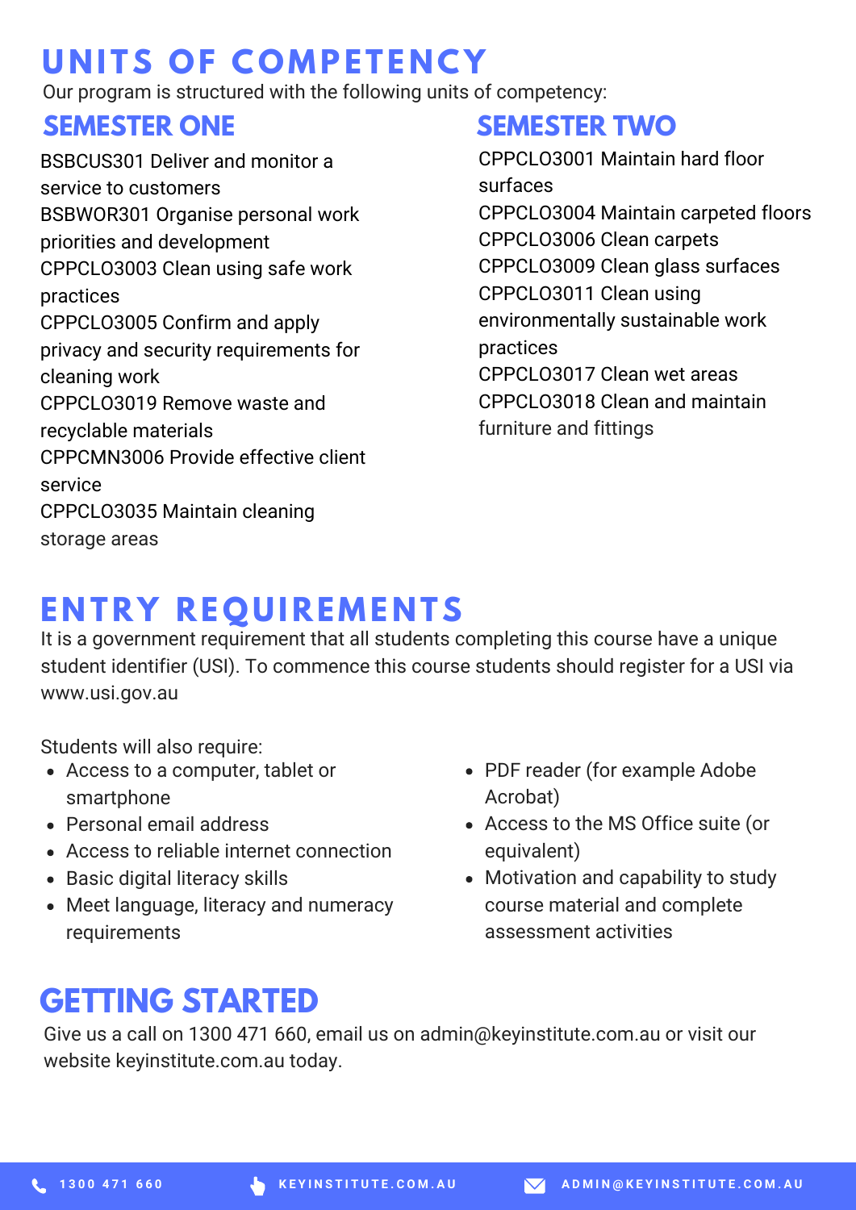# UNITS OF COMPETENCY

Our program is structured with the following units of competency:

## SEMESTER ONE

BSBCUS301 Deliver and monitor a service to customers
BSBWOR301 Organise personal work priorities and development
CPPCLO3003 Clean using safe work practices
CPPCLO3005 Confirm and apply privacy and security requirements for cleaning work
CPPCLO3019 Remove waste and recyclable materials
CPPCMN3006 Provide effective client service
CPPCLO3035 Maintain cleaning storage areas

## SEMESTER TWO

CPPCLO3001 Maintain hard floor surfaces
CPPCLO3004 Maintain carpeted floors
CPPCLO3006 Clean carpets
CPPCLO3009 Clean glass surfaces
CPPCLO3011 Clean using environmentally sustainable work practices
CPPCLO3017 Clean wet areas
CPPCLO3018 Clean and maintain furniture and fittings

# ENTRY REQUIREMENTS

It is a government requirement that all students completing this course have a unique student identifier (USI). To commence this course students should register for a USI via www.usi.gov.au

Students will also require:

- Access to a computer, tablet or smartphone
- Personal email address
- Access to reliable internet connection
- Basic digital literacy skills
- Meet language, literacy and numeracy requirements
- PDF reader (for example Adobe Acrobat)
- Access to the MS Office suite (or equivalent)
- Motivation and capability to study course material and complete assessment activities

# GETTING STARTED

Give us a call on 1300 471 660, email us on admin@keyinstitute.com.au or visit our website keyinstitute.com.au today.